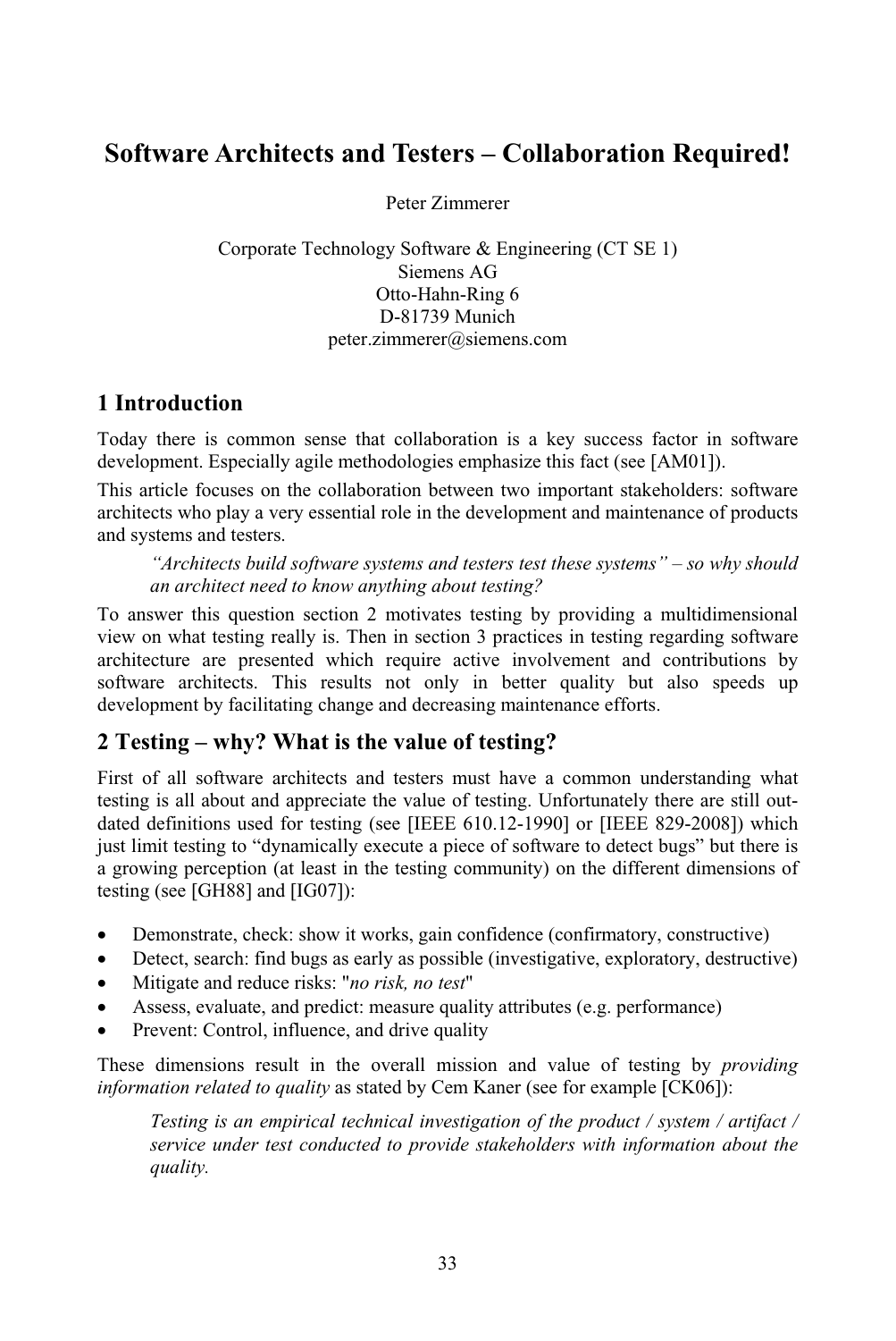# Software Architects and Testers – Collaboration Required!

Peter Zimmerer

Corporate Technology Software & Engineering (CT SE 1)
Siemens AG
Otto-Hahn-Ring 6
D-81739 Munich
peter.zimmerer@siemens.com

## 1 Introduction

Today there is common sense that collaboration is a key success factor in software development. Especially agile methodologies emphasize this fact (see [AM01]).

This article focuses on the collaboration between two important stakeholders: software architects who play a very essential role in the development and maintenance of products and systems and testers.

> *"Architects build software systems and testers test these systems" – so why should an architect need to know anything about testing?*

To answer this question section 2 motivates testing by providing a multidimensional view on what testing really is. Then in section 3 practices in testing regarding software architecture are presented which require active involvement and contributions by software architects. This results not only in better quality but also speeds up development by facilitating change and decreasing maintenance efforts.

## 2 Testing – why? What is the value of testing?

First of all software architects and testers must have a common understanding what testing is all about and appreciate the value of testing. Unfortunately there are still out-dated definitions used for testing (see [IEEE 610.12-1990] or [IEEE 829-2008]) which just limit testing to "dynamically execute a piece of software to detect bugs" but there is a growing perception (at least in the testing community) on the different dimensions of testing (see [GH88] and [IG07]):

- Demonstrate, check: show it works, gain confidence (confirmatory, constructive)
- Detect, search: find bugs as early as possible (investigative, exploratory, destructive)
- Mitigate and reduce risks: "*no risk, no test*"
- Assess, evaluate, and predict: measure quality attributes (e.g. performance)
- Prevent: Control, influence, and drive quality

These dimensions result in the overall mission and value of testing by *providing information related to quality* as stated by Cem Kaner (see for example [CK06]):

> *Testing is an empirical technical investigation of the product / system / artifact / service under test conducted to provide stakeholders with information about the quality.*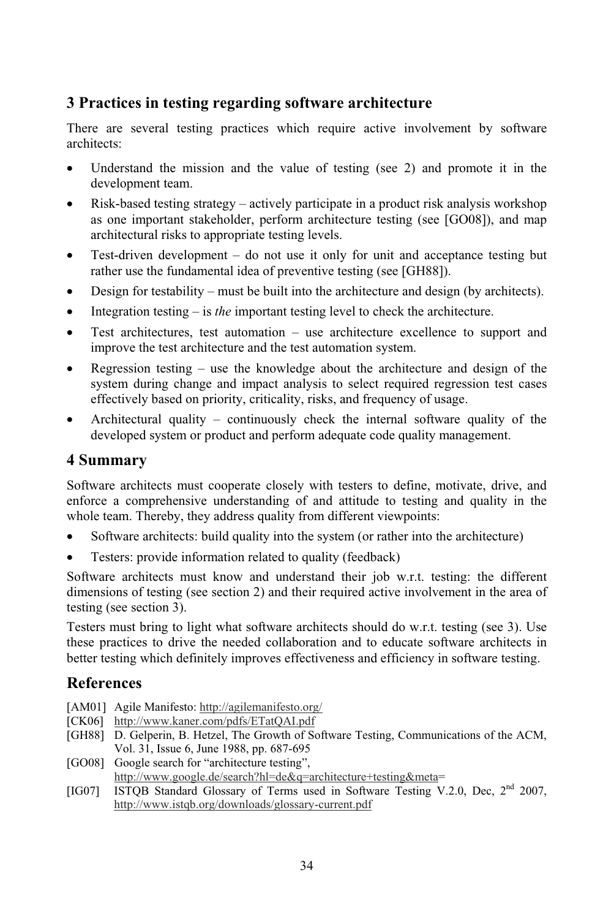## 3 Practices in testing regarding software architecture

There are several testing practices which require active involvement by software architects:

- Understand the mission and the value of testing (see 2) and promote it in the development team.
- Risk-based testing strategy – actively participate in a product risk analysis workshop as one important stakeholder, perform architecture testing (see [GO08]), and map architectural risks to appropriate testing levels.
- Test-driven development – do not use it only for unit and acceptance testing but rather use the fundamental idea of preventive testing (see [GH88]).
- Design for testability – must be built into the architecture and design (by architects).
- Integration testing – is *the* important testing level to check the architecture.
- Test architectures, test automation – use architecture excellence to support and improve the test architecture and the test automation system.
- Regression testing – use the knowledge about the architecture and design of the system during change and impact analysis to select required regression test cases effectively based on priority, criticality, risks, and frequency of usage.
- Architectural quality – continuously check the internal software quality of the developed system or product and perform adequate code quality management.

## 4 Summary

Software architects must cooperate closely with testers to define, motivate, drive, and enforce a comprehensive understanding of and attitude to testing and quality in the whole team. Thereby, they address quality from different viewpoints:

- Software architects: build quality into the system (or rather into the architecture)
- Testers: provide information related to quality (feedback)

Software architects must know and understand their job w.r.t. testing: the different dimensions of testing (see section 2) and their required active involvement in the area of testing (see section 3).

Testers must bring to light what software architects should do w.r.t. testing (see 3). Use these practices to drive the needed collaboration and to educate software architects in better testing which definitely improves effectiveness and efficiency in software testing.

## References

[AM01] Agile Manifesto: http://agilemanifesto.org/

[CK06] http://www.kaner.com/pdfs/ETatQAI.pdf

[GH88] D. Gelperin, B. Hetzel, The Growth of Software Testing, Communications of the ACM, Vol. 31, Issue 6, June 1988, pp. 687-695

[GO08] Google search for "architecture testing", http://www.google.de/search?hl=de&q=architecture+testing&meta=

[IG07] ISTQB Standard Glossary of Terms used in Software Testing V.2.0, Dec, 2nd 2007, http://www.istqb.org/downloads/glossary-current.pdf